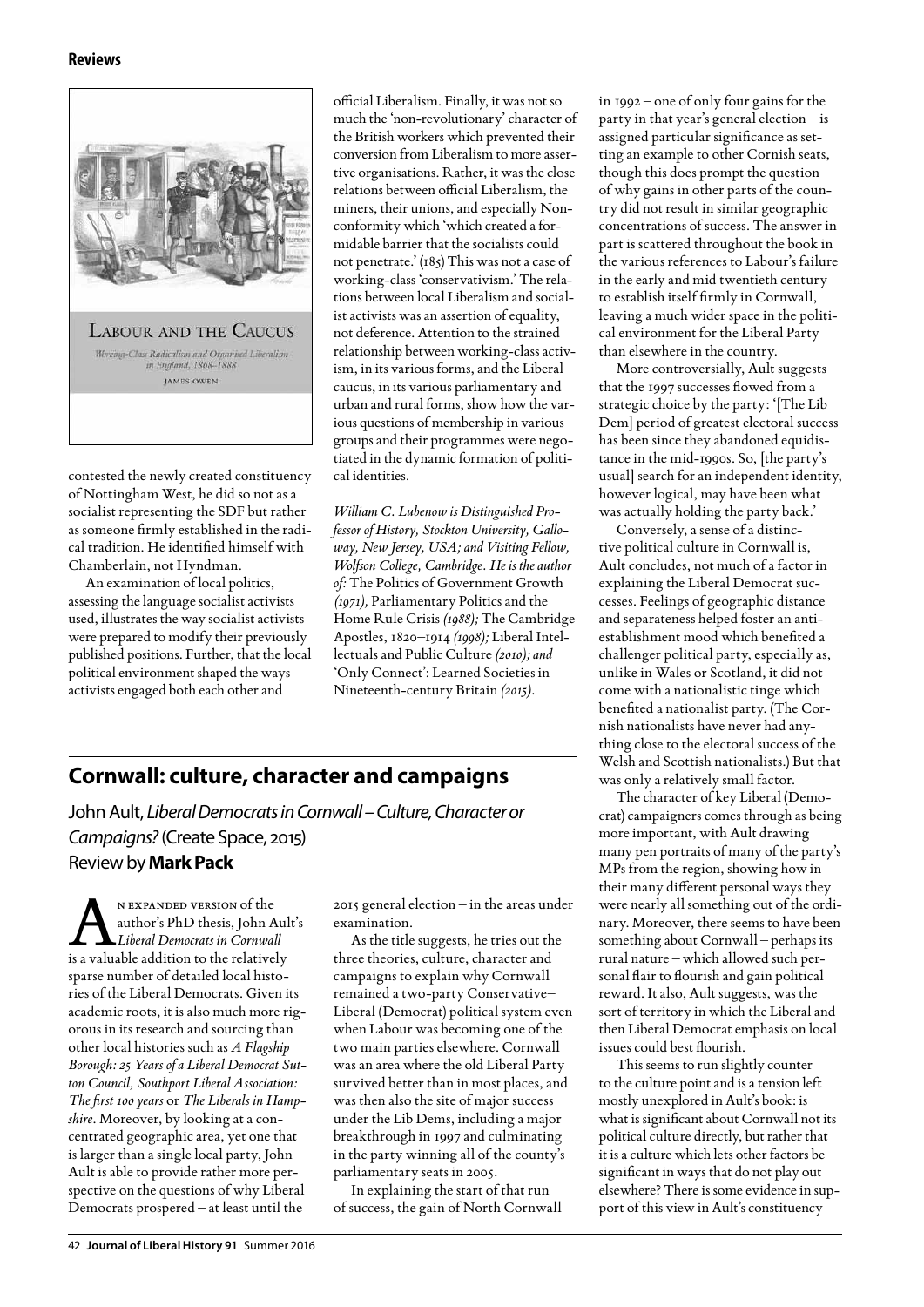contested the newly created constituency of Nottingham West, he did so not as a socialist representing the SDF but rather as someone firmly established in the radical tradition. He identified himself with Chamberlain, not Hyndman.

An examination of local politics, assessing the language socialist activists used, illustrates the way socialist activists were prepared to modify their previously published positions. Further, that the local political environment shaped the ways activists engaged both each other and official Liberalism. Finally, it was not so much the 'non-revolutionary' character of the British workers which prevented their conversion from Liberalism to more assertive organisations. Rather, it was the close relations between official Liberalism, the miners, their unions, and especially Nonconformity which 'which created a formidable barrier that the socialists could not penetrate.' (185) This was not a case of working-class 'conservativism.' The relations between local Liberalism and socialist activists was an assertion of equality, not deference. Attention to the strained relationship between working-class activism, in its various forms, and the Liberal caucus, in its various parliamentary and urban and rural forms, show how the various questions of membership in various groups and their programmes were negotiated in the dynamic formation of political identities.

*William C. Lubenow is Distinguished Professor of History, Stockton University, Galloway, New Jersey, USA; and Visiting Fellow, Wolfson College, Cambridge. He is the author of:* The Politics of Government Growth *(1971),* Parliamentary Politics and the Home Rule Crisis *(1988);* The Cambridge Apostles, 1820–1914 *(1998);* Liberal Intellectuals and Public Culture *(2010); and* 'Only Connect': Learned Societies in Nineteenth-century Britain *(2015).*

## Cornwall: culture, character and campaigns

John Ault, *Liberal Democrats in Cornwall – Culture, Character or Campaigns?* (Create Space, 2015)
Review by **Mark Pack**

An expanded version of the author's PhD thesis, John Ault's *Liberal Democrats in Cornwall* is a valuable addition to the relatively sparse number of detailed local histories of the Liberal Democrats. Given its academic roots, it is also much more rigorous in its research and sourcing than other local histories such as *A Flagship Borough: 25 Years of a Liberal Democrat Sutton Council, Southport Liberal Association: The first 100 years* or *The Liberals in Hampshire*. Moreover, by looking at a concentrated geographic area, yet one that is larger than a single local party, John Ault is able to provide rather more perspective on the questions of why Liberal Democrats prospered – at least until the 2015 general election – in the areas under examination.

As the title suggests, he tries out the three theories, culture, character and campaigns to explain why Cornwall remained a two-party Conservative–Liberal (Democrat) political system even when Labour was becoming one of the two main parties elsewhere. Cornwall was an area where the old Liberal Party survived better than in most places, and was then also the site of major success under the Lib Dems, including a major breakthrough in 1997 and culminating in the party winning all of the county's parliamentary seats in 2005.

In explaining the start of that run of success, the gain of North Cornwall in 1992 – one of only four gains for the party in that year's general election – is assigned particular significance as setting an example to other Cornish seats, though this does prompt the question of why gains in other parts of the country did not result in similar geographic concentrations of success. The answer in part is scattered throughout the book in the various references to Labour's failure in the early and mid twentieth century to establish itself firmly in Cornwall, leaving a much wider space in the political environment for the Liberal Party than elsewhere in the country.

More controversially, Ault suggests that the 1997 successes flowed from a strategic choice by the party: '[The Lib Dem] period of greatest electoral success has been since they abandoned equidistance in the mid-1990s. So, [the party's usual] search for an independent identity, however logical, may have been what was actually holding the party back.'

Conversely, a sense of a distinctive political culture in Cornwall is, Ault concludes, not much of a factor in explaining the Liberal Democrat successes. Feelings of geographic distance and separateness helped foster an anti-establishment mood which benefited a challenger political party, especially as, unlike in Wales or Scotland, it did not come with a nationalistic tinge which benefited a nationalist party. (The Cornish nationalists have never had anything close to the electoral success of the Welsh and Scottish nationalists.) But that was only a relatively small factor.

The character of key Liberal (Democrat) campaigners comes through as being more important, with Ault drawing many pen portraits of many of the party's MPs from the region, showing how in their many different personal ways they were nearly all something out of the ordinary. Moreover, there seems to have been something about Cornwall – perhaps its rural nature – which allowed such personal flair to flourish and gain political reward. It also, Ault suggests, was the sort of territory in which the Liberal and then Liberal Democrat emphasis on local issues could best flourish.

This seems to run slightly counter to the culture point and is a tension left mostly unexplored in Ault's book: is what is significant about Cornwall not its political culture directly, but rather that it is a culture which lets other factors be significant in ways that do not play out elsewhere? There is some evidence in support of this view in Ault's constituency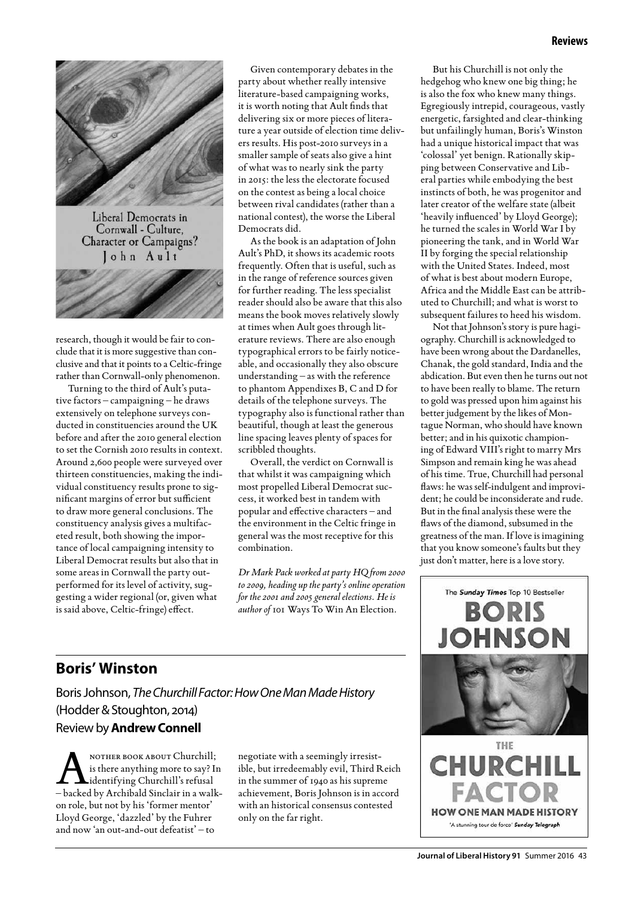research, though it would be fair to conclude that it is more suggestive than conclusive and that it points to a Celtic-fringe rather than Cornwall-only phenomenon.

Turning to the third of Ault's putative factors – campaigning – he draws extensively on telephone surveys conducted in constituencies around the UK before and after the 2010 general election to set the Cornish 2010 results in context. Around 2,600 people were surveyed over thirteen constituencies, making the individual constituency results prone to significant margins of error but sufficient to draw more general conclusions. The constituency analysis gives a multifaceted result, both showing the importance of local campaigning intensity to Liberal Democrat results but also that in some areas in Cornwall the party outperformed for its level of activity, suggesting a wider regional (or, given what is said above, Celtic-fringe) effect.

Given contemporary debates in the party about whether really intensive literature-based campaigning works, it is worth noting that Ault finds that delivering six or more pieces of literature a year outside of election time delivers results. His post-2010 surveys in a smaller sample of seats also give a hint of what was to nearly sink the party in 2015: the less the electorate focused on the contest as being a local choice between rival candidates (rather than a national contest), the worse the Liberal Democrats did.

As the book is an adaptation of John Ault's PhD, it shows its academic roots frequently. Often that is useful, such as in the range of reference sources given for further reading. The less specialist reader should also be aware that this also means the book moves relatively slowly at times when Ault goes through literature reviews. There are also enough typographical errors to be fairly noticeable, and occasionally they also obscure understanding – as with the reference to phantom Appendixes B, C and D for details of the telephone surveys. The typography also is functional rather than beautiful, though at least the generous line spacing leaves plenty of spaces for scribbled thoughts.

Overall, the verdict on Cornwall is that whilst it was campaigning which most propelled Liberal Democrat success, it worked best in tandem with popular and effective characters – and the environment in the Celtic fringe in general was the most receptive for this combination.

*Dr Mark Pack worked at party HQ from 2000 to 2009, heading up the party's online operation for the 2001 and 2005 general elections. He is author of* 101 Ways To Win An Election.

## Boris' Winston

Boris Johnson, *The Churchill Factor: How One Man Made History* (Hodder & Stoughton, 2014)
Review by **Andrew Connell**

Another book about Churchill; is there anything more to say? In identifying Churchill's refusal – backed by Archibald Sinclair in a walk-on role, but not by his 'former mentor' Lloyd George, 'dazzled' by the Fuhrer and now 'an out-and-out defeatist' – to negotiate with a seemingly irresistible, but irredeemably evil, Third Reich in the summer of 1940 as his supreme achievement, Boris Johnson is in accord with an historical consensus contested only on the far right.

But his Churchill is not only the hedgehog who knew one big thing; he is also the fox who knew many things. Egregiously intrepid, courageous, vastly energetic, farsighted and clear-thinking but unfailingly human, Boris's Winston had a unique historical impact that was 'colossal' yet benign. Rationally skipping between Conservative and Liberal parties while embodying the best instincts of both, he was progenitor and later creator of the welfare state (albeit 'heavily influenced' by Lloyd George); he turned the scales in World War I by pioneering the tank, and in World War II by forging the special relationship with the United States. Indeed, most of what is best about modern Europe, Africa and the Middle East can be attributed to Churchill; and what is worst to subsequent failures to heed his wisdom.

Not that Johnson's story is pure hagiography. Churchill is acknowledged to have been wrong about the Dardanelles, Chanak, the gold standard, India and the abdication. But even then he turns out not to have been really to blame. The return to gold was pressed upon him against his better judgement by the likes of Montague Norman, who should have known better; and in his quixotic championing of Edward VIII's right to marry Mrs Simpson and remain king he was ahead of his time. True, Churchill had personal flaws: he was self-indulgent and improvident; he could be inconsiderate and rude. But in the final analysis these were the flaws of the diamond, subsumed in the greatness of the man. If love is imagining that you know someone's faults but they just don't matter, here is a love story.